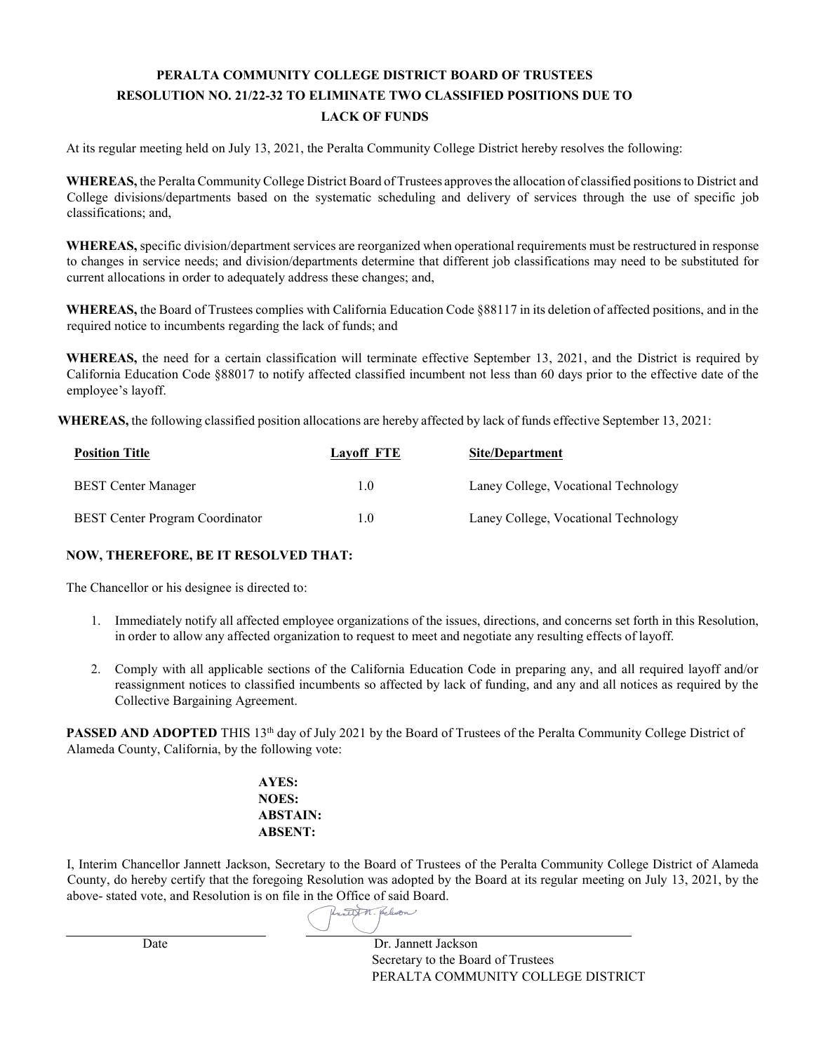# PERALTA COMMUNITY COLLEGE DISTRICT BOARD OF TRUSTEES RESOLUTION NO. 21/22-32 TO ELIMINATE TWO CLASSIFIED POSITIONS DUE TO LACK OF FUNDS

At its regular meeting held on July 13, 2021, the Peralta Community College District hereby resolves the following:

**WHEREAS,** the Peralta Community College District Board of Trustees approves the allocation of classified positions to District and College divisions/departments based on the systematic scheduling and delivery of services through the use of specific job classifications; and,

**WHEREAS,** specific division/department services are reorganized when operational requirements must be restructured in response to changes in service needs; and division/departments determine that different job classifications may need to be substituted for current allocations in order to adequately address these changes; and,

**WHEREAS,** the Board of Trustees complies with California Education Code §88117 in its deletion of affected positions, and in the required notice to incumbents regarding the lack of funds; and

**WHEREAS,** the need for a certain classification will terminate effective September 13, 2021, and the District is required by California Education Code §88017 to notify affected classified incumbent not less than 60 days prior to the effective date of the employee's layoff.

**WHEREAS,** the following classified position allocations are hereby affected by lack of funds effective September 13, 2021:

| Position Title | Layoff FTE | Site/Department |
|---|---|---|
| BEST Center Manager | 1.0 | Laney College, Vocational Technology |
| BEST Center Program Coordinator | 1.0 | Laney College, Vocational Technology |

**NOW, THEREFORE, BE IT RESOLVED THAT:**

The Chancellor or his designee is directed to:

1. Immediately notify all affected employee organizations of the issues, directions, and concerns set forth in this Resolution, in order to allow any affected organization to request to meet and negotiate any resulting effects of layoff.
2. Comply with all applicable sections of the California Education Code in preparing any, and all required layoff and/or reassignment notices to classified incumbents so affected by lack of funding, and any and all notices as required by the Collective Bargaining Agreement.

**PASSED AND ADOPTED** THIS 13th day of July 2021 by the Board of Trustees of the Peralta Community College District of Alameda County, California, by the following vote:

**AYES:**
**NOES:**
**ABSTAIN:**
**ABSENT:**

I, Interim Chancellor Jannett Jackson, Secretary to the Board of Trustees of the Peralta Community College District of Alameda County, do hereby certify that the foregoing Resolution was adopted by the Board at its regular meeting on July 13, 2021, by the above- stated vote, and Resolution is on file in the Office of said Board.

Date

Dr. Jannett Jackson
Secretary to the Board of Trustees
PERALTA COMMUNITY COLLEGE DISTRICT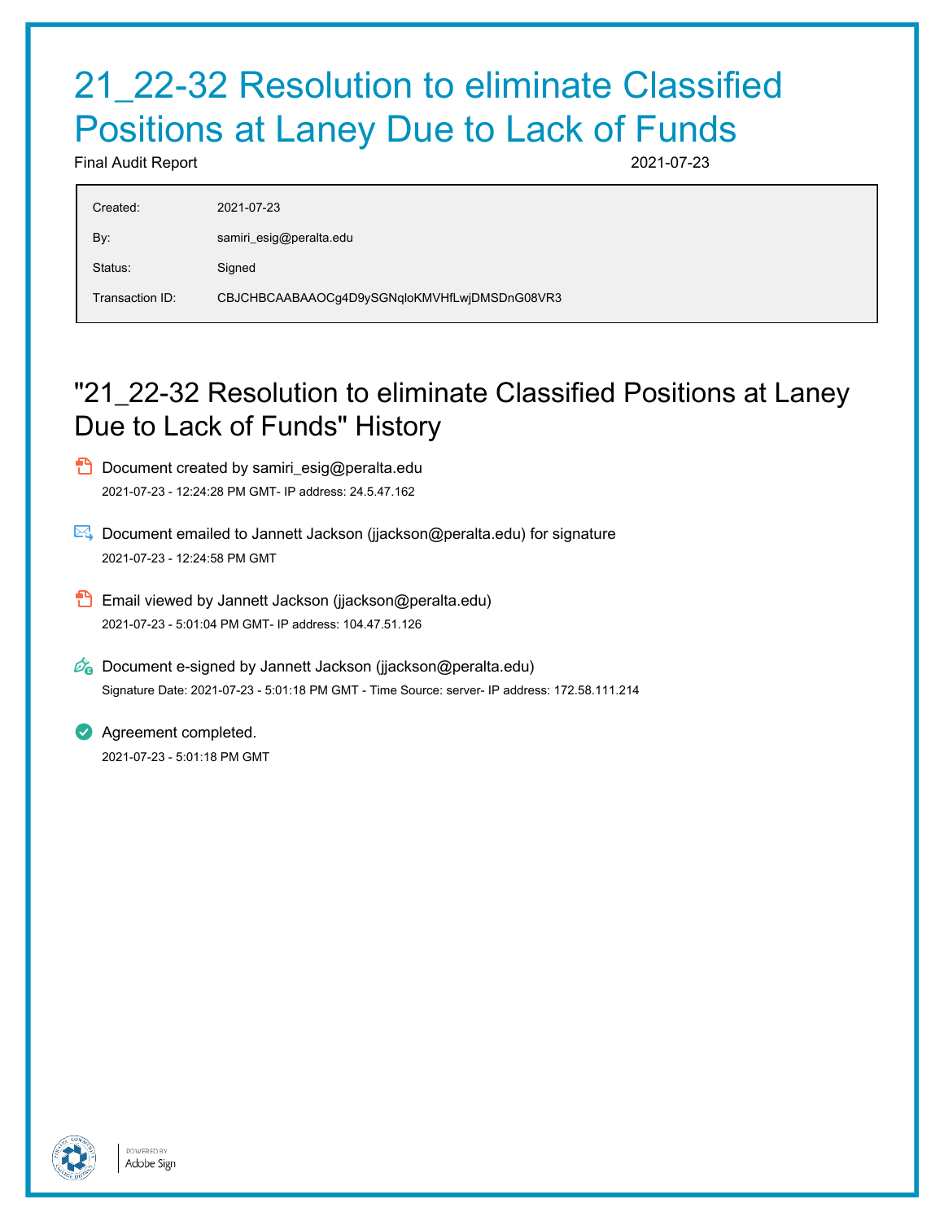# 21_22-32 Resolution to eliminate Classified Positions at Laney Due to Lack of Funds

Final Audit Report 2021-07-23

| | |
|---|---|
| Created: | 2021-07-23 |
| By: | samiri_esig@peralta.edu |
| Status: | Signed |
| Transaction ID: | CBJCHBCAABAAOCg4D9ySGNqloKMVHfLwjDMSDnG08VR3 |

## "21_22-32 Resolution to eliminate Classified Positions at Laney Due to Lack of Funds" History

- Document created by samiri_esig@peralta.edu
  2021-07-23 - 12:24:28 PM GMT- IP address: 24.5.47.162

- Document emailed to Jannett Jackson (jjackson@peralta.edu) for signature
  2021-07-23 - 12:24:58 PM GMT

- Email viewed by Jannett Jackson (jjackson@peralta.edu)
  2021-07-23 - 5:01:04 PM GMT- IP address: 104.47.51.126

- Document e-signed by Jannett Jackson (jjackson@peralta.edu)
  Signature Date: 2021-07-23 - 5:01:18 PM GMT - Time Source: server- IP address: 172.58.111.214

- Agreement completed.
  2021-07-23 - 5:01:18 PM GMT

POWERED BY Adobe Sign